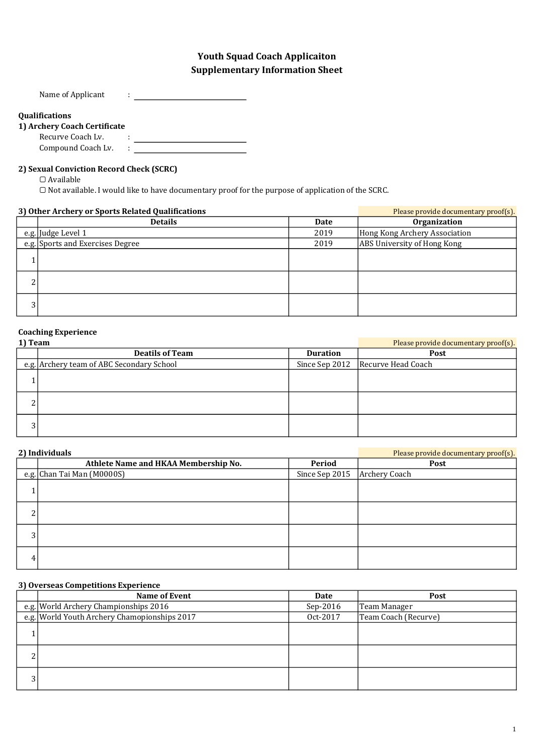# Youth Squad Coach Applicaiton
## Supplementary Information Sheet

Name of Applicant : ______________________________

### Qualifications

**1) Archery Coach Certificate**

Recurve Coach Lv. : ______________________________

Compound Coach Lv. : ______________________________

**2) Sexual Conviction Record Check (SCRC)**

▢ Available

▢ Not available. I would like to have documentary proof for the purpose of application of the SCRC.

**3) Other Archery or Sports Related Qualifications**

Please provide documentary proof(s).

| | Details | Date | Organization |
|---|---|---|---|
| e.g. | Judge Level 1 | 2019 | Hong Kong Archery Association |
| e.g. | Sports and Exercises Degree | 2019 | ABS University of Hong Kong |
| 1 | | | |
| 2 | | | |
| 3 | | | |

### Coaching Experience

**1) Team**

Please provide documentary proof(s).

| | Deatils of Team | Duration | Post |
|---|---|---|---|
| e.g. | Archery team of ABC Secondary School | Since Sep 2012 | Recurve Head Coach |
| 1 | | | |
| 2 | | | |
| 3 | | | |

**2) Individuals**

Please provide documentary proof(s).

| | Athlete Name and HKAA Membership No. | Period | Post |
|---|---|---|---|
| e.g. | Chan Tai Man (M0000S) | Since Sep 2015 | Archery Coach |
| 1 | | | |
| 2 | | | |
| 3 | | | |
| 4 | | | |

**3) Overseas Competitions Experience**

| | Name of Event | Date | Post |
|---|---|---|---|
| e.g. | World Archery Championships 2016 | Sep-2016 | Team Manager |
| e.g. | World Youth Archery Chamopionships 2017 | Oct-2017 | Team Coach (Recurve) |
| 1 | | | |
| 2 | | | |
| 3 | | | |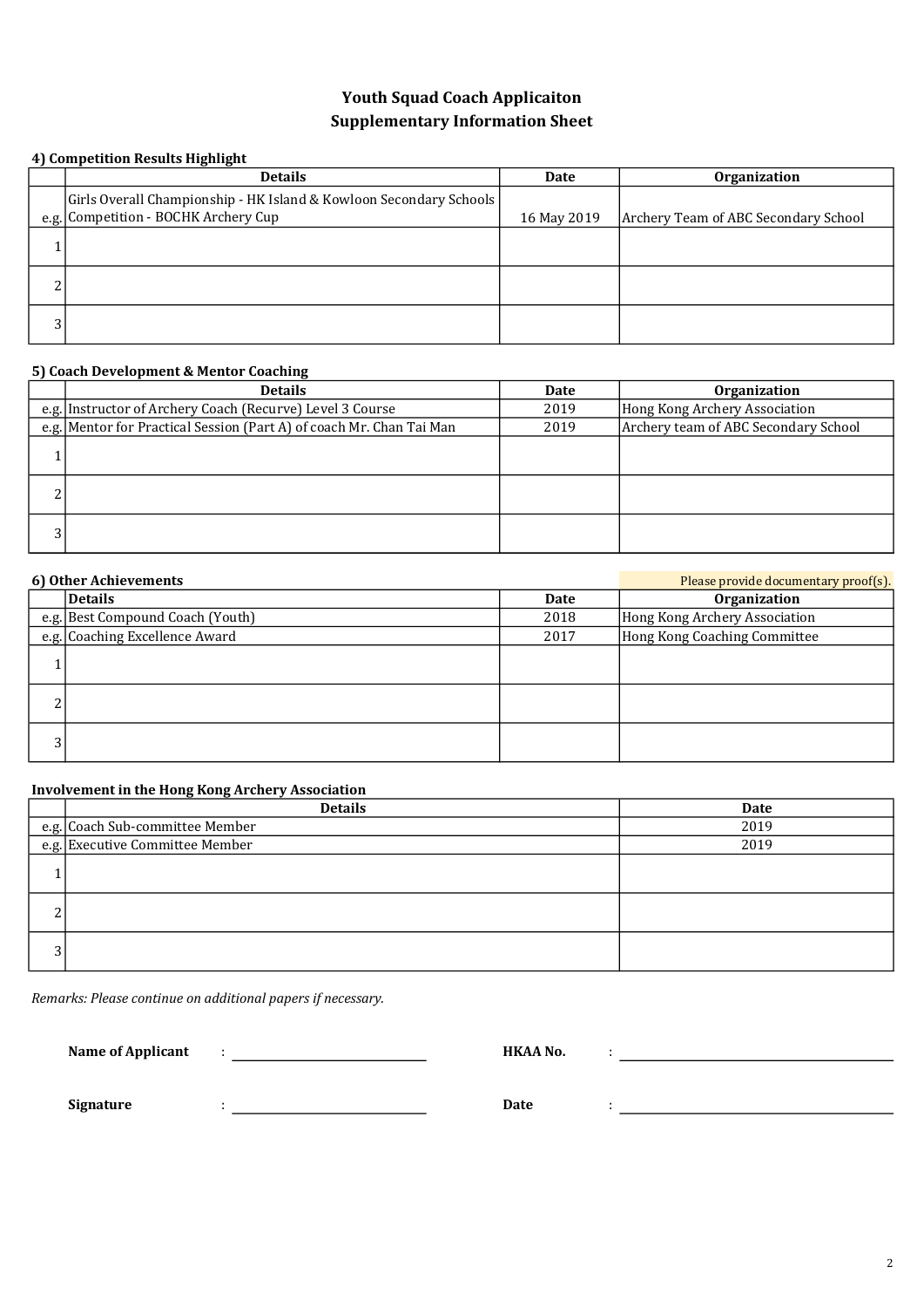# Youth Squad Coach Applicaiton
## Supplementary Information Sheet

**4) Competition Results Highlight**

| | Details | Date | Organization |
|---|---|---|---|
| e.g. | Girls Overall Championship - HK Island & Kowloon Secondary Schools Competition - BOCHK Archery Cup | 16 May 2019 | Archery Team of ABC Secondary School |
| 1 | | | |
| 2 | | | |
| 3 | | | |

**5) Coach Development & Mentor Coaching**

| | Details | Date | Organization |
|---|---|---|---|
| e.g. | Instructor of Archery Coach (Recurve) Level 3 Course | 2019 | Hong Kong Archery Association |
| e.g. | Mentor for Practical Session (Part A) of coach Mr. Chan Tai Man | 2019 | Archery team of ABC Secondary School |
| 1 | | | |
| 2 | | | |
| 3 | | | |

**6) Other Achievements**

Please provide documentary proof(s).

| | Details | Date | Organization |
|---|---|---|---|
| e.g. | Best Compound Coach (Youth) | 2018 | Hong Kong Archery Association |
| e.g. | Coaching Excellence Award | 2017 | Hong Kong Coaching Committee |
| 1 | | | |
| 2 | | | |
| 3 | | | |

**Involvement in the Hong Kong Archery Association**

| | Details | Date |
|---|---|---|
| e.g. | Coach Sub-committee Member | 2019 |
| e.g. | Executive Committee Member | 2019 |
| 1 | | |
| 2 | | |
| 3 | | |

*Remarks: Please continue on additional papers if necessary.*

**Name of Applicant** : ____________________ **HKAA No.** : ____________________

**Signature** : ____________________ **Date** : ____________________